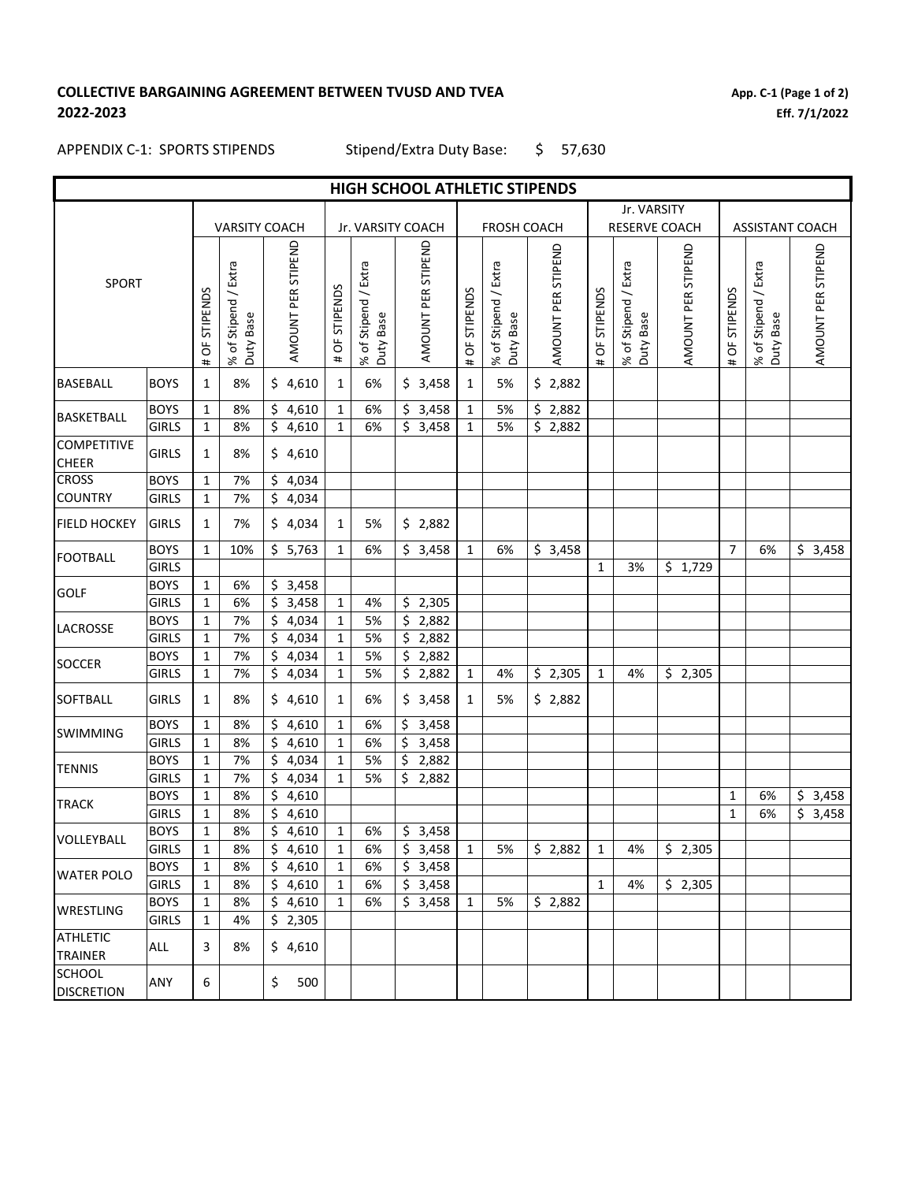**COLLECTIVE BAARGAINING AGREEMENT BETWEEN TVUSD AND TVEA**
**2022-2023**

**App. C-1 (Page 1 of 2)**
**Eff. 7/1/2022**

APPENDIX C-1: SPORTS STIPENDS Stipend/Extra Duty Base: $ 57,630

| HIGH SCHOOL ATHLETIC STIPENDS | | | | | | | | | | | | | | | | | |
|---|---|---|---|---|---|---|---|---|---|---|---|---|---|---|---|---|---|
| SPORT | | VARSITY COACH | | | Jr. VARSITY COACH | | | FROSH COACH | | | Jr. VARSITY RESERVE COACH | | | ASSISTANT COACH | | | |
| | | # OF STIPENDS | % of Stipend / Extra Duty Base | AMOUNT PER STIPEND | # OF STIPENDS | % of Stipend / Extra Duty Base | AMOUNT PER STIPEND | # OF STIPENDS | % of Stipend / Extra Duty Base | AMOUNT PER STIPEND | # OF STIPENDS | % of Stipend / Extra Duty Base | AMOUNT PER STIPEND | # OF STIPENDS | % of Stipend / Extra Duty Base | AMOUNT PER STIPEND | |
| BASEBALL | BOYS | 1 | 8% | $ 4,610 | 1 | 6% | $ 3,458 | 1 | 5% | $ 2,882 | | | | | | | |
| BASKETBALL | BOYS | 1 | 8% | $ 4,610 | 1 | 6% | $ 3,458 | 1 | 5% | $ 2,882 | | | | | | | |
| | GIRLS | 1 | 8% | $ 4,610 | 1 | 6% | $ 3,458 | 1 | 5% | $ 2,882 | | | | | | | |
| COMPETITIVE CHEER | GIRLS | 1 | 8% | $ 4,610 | | | | | | | | | | | | | |
| CROSS COUNTRY | BOYS | 1 | 7% | $ 4,034 | | | | | | | | | | | | | |
| | GIRLS | 1 | 7% | $ 4,034 | | | | | | | | | | | | | |
| FIELD HOCKEY | GIRLS | 1 | 7% | $ 4,034 | 1 | 5% | $ 2,882 | | | | | | | | | | |
| FOOTBALL | BOYS | 1 | 10% | $ 5,763 | 1 | 6% | $ 3,458 | 1 | 6% | $ 3,458 | | | | 7 | 6% | $ 3,458 | |
| | GIRLS | | | | | | | | | | 1 | 3% | $ 1,729 | | | | |
| GOLF | BOYS | 1 | 6% | $ 3,458 | | | | | | | | | | | | | |
| | GIRLS | 1 | 6% | $ 3,458 | 1 | 4% | $ 2,305 | | | | | | | | | | |
| LACROSSE | BOYS | 1 | 7% | $ 4,034 | 1 | 5% | $ 2,882 | | | | | | | | | | |
| | GIRLS | 1 | 7% | $ 4,034 | 1 | 5% | $ 2,882 | | | | | | | | | | |
| SOCCER | BOYS | 1 | 7% | $ 4,034 | 1 | 5% | $ 2,882 | | | | | | | | | | |
| | GIRLS | 1 | 7% | $ 4,034 | 1 | 5% | $ 2,882 | 1 | 4% | $ 2,305 | 1 | 4% | $ 2,305 | | | | |
| SOFTBALL | GIRLS | 1 | 8% | $ 4,610 | 1 | 6% | $ 3,458 | 1 | 5% | $ 2,882 | | | | | | | |
| SWIMMING | BOYS | 1 | 8% | $ 4,610 | 1 | 6% | $ 3,458 | | | | | | | | | | |
| | GIRLS | 1 | 8% | $ 4,610 | 1 | 6% | $ 3,458 | | | | | | | | | | |
| TENNIS | BOYS | 1 | 7% | $ 4,034 | 1 | 5% | $ 2,882 | | | | | | | | | | |
| | GIRLS | 1 | 7% | $ 4,034 | 1 | 5% | $ 2,882 | | | | | | | | | | |
| TRACK | BOYS | 1 | 8% | $ 4,610 | | | | | | | | | | 1 | 6% | $ 3,458 | |
| | GIRLS | 1 | 8% | $ 4,610 | | | | | | | | | | 1 | 6% | $ 3,458 | |
| VOLLEYBALL | BOYS | 1 | 8% | $ 4,610 | 1 | 6% | $ 3,458 | | | | | | | | | | |
| | GIRLS | 1 | 8% | $ 4,610 | 1 | 6% | $ 3,458 | 1 | 5% | $ 2,882 | 1 | 4% | $ 2,305 | | | | |
| WATER POLO | BOYS | 1 | 8% | $ 4,610 | 1 | 6% | $ 3,458 | | | | | | | | | | |
| | GIRLS | 1 | 8% | $ 4,610 | 1 | 6% | $ 3,458 | | | | 1 | 4% | $ 2,305 | | | | |
| WRESTLING | BOYS | 1 | 8% | $ 4,610 | 1 | 6% | $ 3,458 | 1 | 5% | $ 2,882 | | | | | | | |
| | GIRLS | 1 | 4% | $ 2,305 | | | | | | | | | | | | | |
| ATHLETIC TRAINER | ALL | 3 | 8% | $ 4,610 | | | | | | | | | | | | | |
| SCHOOL DISCRETION | ANY | 6 | | $ 500 | | | | | | | | | | | | | |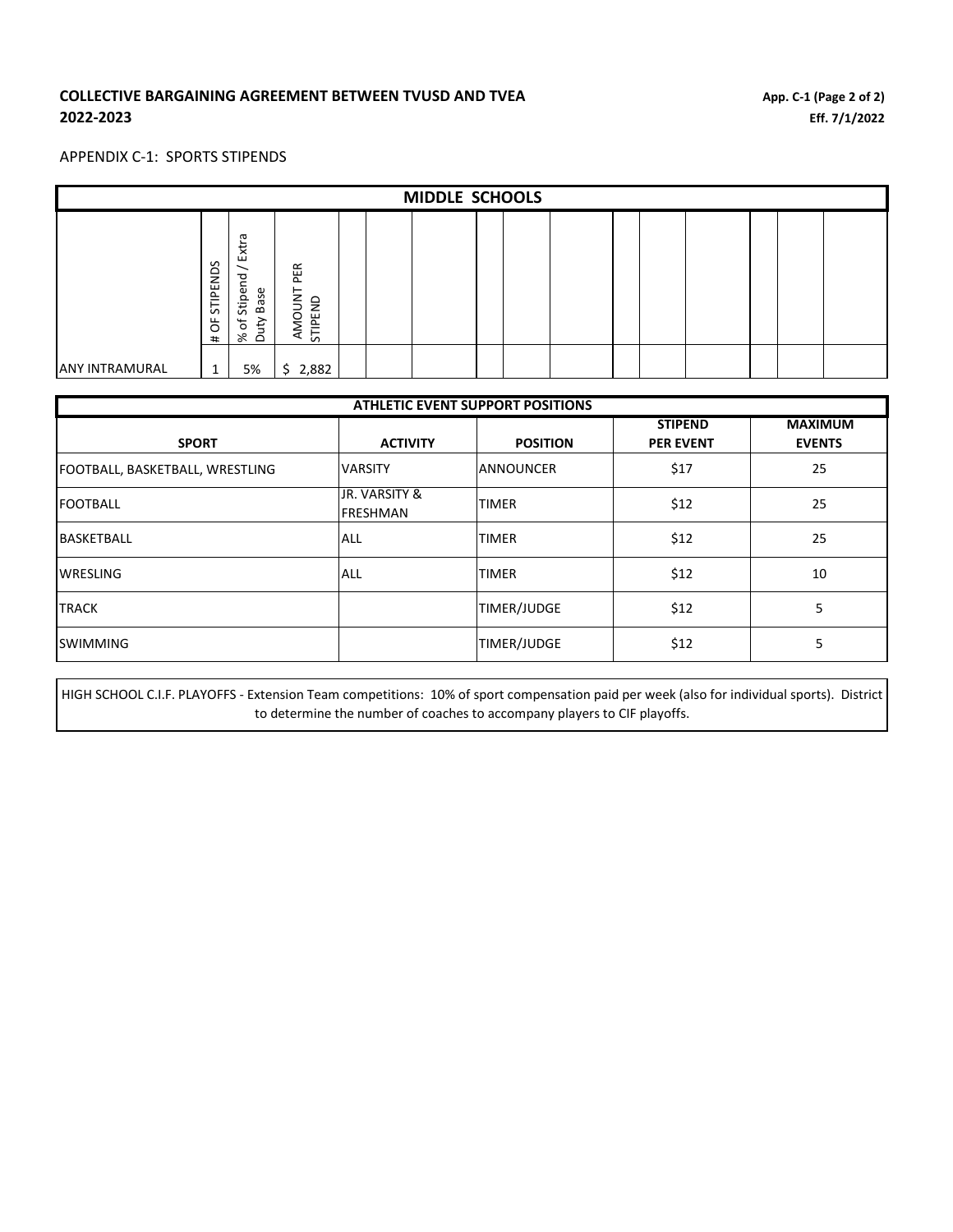**COLLECTIVE BARGAINING AGREEMENT BETWEEN TVUSD AND TVEA**
**2022-2023**

**App. C-1 (Page 2 of 2)**
**Eff. 7/1/2022**

APPENDIX C-1: SPORTS STIPENDS

| MIDDLE SCHOOLS | | | | | | | | | | | | | | | |
|---|---|---|---|---|---|---|---|---|---|---|---|---|---|---|---|
| | # OF STIPENDS | % of Stipend / Extra Duty Base | AMOUNT PER STIPEND | | | | | | | | | | | | |
| ANY INTRAMURAL | 1 | 5% | $ 2,882 | | | | | | | | | | | | |

| ATHLETIC EVENT SUPPORT POSITIONS | | | | |
|---|---|---|---|---|
| **SPORT** | **ACTIVITY** | **POSITION** | **STIPEND PER EVENT** | **MAXIMUM EVENTS** |
| FOOTBALL, BASKETBALL, WRESTLING | VARSITY | ANNOUNCER | $17 | 25 |
| FOOTBALL | JR. VARSITY & FRESHMAN | TIMER | $12 | 25 |
| BASKETBALL | ALL | TIMER | $12 | 25 |
| WRESLING | ALL | TIMER | $12 | 10 |
| TRACK | | TIMER/JUDGE | $12 | 5 |
| SWIMMING | | TIMER/JUDGE | $12 | 5 |

HIGH SCHOOL C.I.F. PLAYOFFS - Extension Team competitions: 10% of sport compensation paid per week (also for individual sports). District to determine the number of coaches to accompany players to CIF playoffs.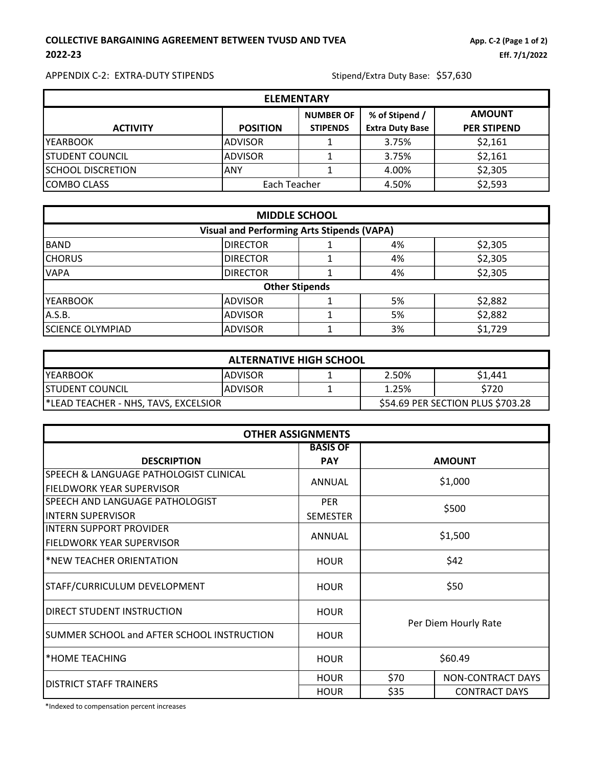**COLLECTIVE BAARGAINING AGREEMENT BETWEEN TVUSD AND TVEA**

**2022-23**

**App. C-2 (Page 1 of 2)**
**Eff. 7/1/2022**

APPENDIX C-2: EXTRA-DUTY STIPENDS

Stipend/Extra Duty Base: $57,630

| ELEMENTARY | | | | |
|---|---|---|---|---|
| **ACTIVITY** | **POSITION** | **NUMBER OF STIPENDS** | **% of Stipend / Extra Duty Base** | **AMOUNT PER STIPEND** |
| YEARBOOK | ADVISOR | 1 | 3.75% | $2,161 |
| STUDENT COUNCIL | ADVISOR | 1 | 3.75% | $2,161 |
| SCHOOL DISCRETION | ANY | 1 | 4.00% | $2,305 |
| COMBO CLASS | Each Teacher | | 4.50% | $2,593 |

| MIDDLE SCHOOL | | | | |
|---|---|---|---|---|
| **Visual and Performing Arts Stipends (VAPA)** | | | | |
| BAND | DIRECTOR | 1 | 4% | $2,305 |
| CHORUS | DIRECTOR | 1 | 4% | $2,305 |
| VAPA | DIRECTOR | 1 | 4% | $2,305 |
| **Other Stipends** | | | | |
| YEARBOOK | ADVISOR | 1 | 5% | $2,882 |
| A.S.B. | ADVISOR | 1 | 5% | $2,882 |
| SCIENCE OLYMPIAD | ADVISOR | 1 | 3% | $1,729 |

| ALTERNATIVE HIGH SCHOOL | | | | |
|---|---|---|---|---|
| YEARBOOK | ADVISOR | 1 | 2.50% | $1,441 |
| STUDENT COUNCIL | ADVISOR | 1 | 1.25% | $720 |
| *LEAD TEACHER - NHS, TAVS, EXCELSIOR | | | $54.69 PER SECTION PLUS $703.28 | |

| OTHER ASSIGNMENTS | | | |
|---|---|---|---|
| **DESCRIPTION** | **BASIS OF PAY** | **AMOUNT** | |
| SPEECH & LANGUAGE PATHOLOGIST CLINICAL FIELDWORK YEAR SUPERVISOR | ANNUAL | $1,000 | |
| SPEECH AND LANGUAGE PATHOLOGIST INTERN SUPERVISOR | PER SEMESTER | $500 | |
| INTERN SUPPORT PROVIDER FIELDWORK YEAR SUPERVISOR | ANNUAL | $1,500 | |
| *NEW TEACHER ORIENTATION | HOUR | $42 | |
| STAFF/CURRICULUM DEVELOPMENT | HOUR | $50 | |
| DIRECT STUDENT INSTRUCTION | HOUR | Per Diem Hourly Rate | |
| SUMMER SCHOOL and AFTER SCHOOL INSTRUCTION | HOUR | Per Diem Hourly Rate | |
| *HOME TEACHING | HOUR | $60.49 | |
| DISTRICT STAFF TRAINERS | HOUR | $70 | NON-CONTRACT DAYS |
| | HOUR | $35 | CONTRACT DAYS |

*Indexed to compensation percent increases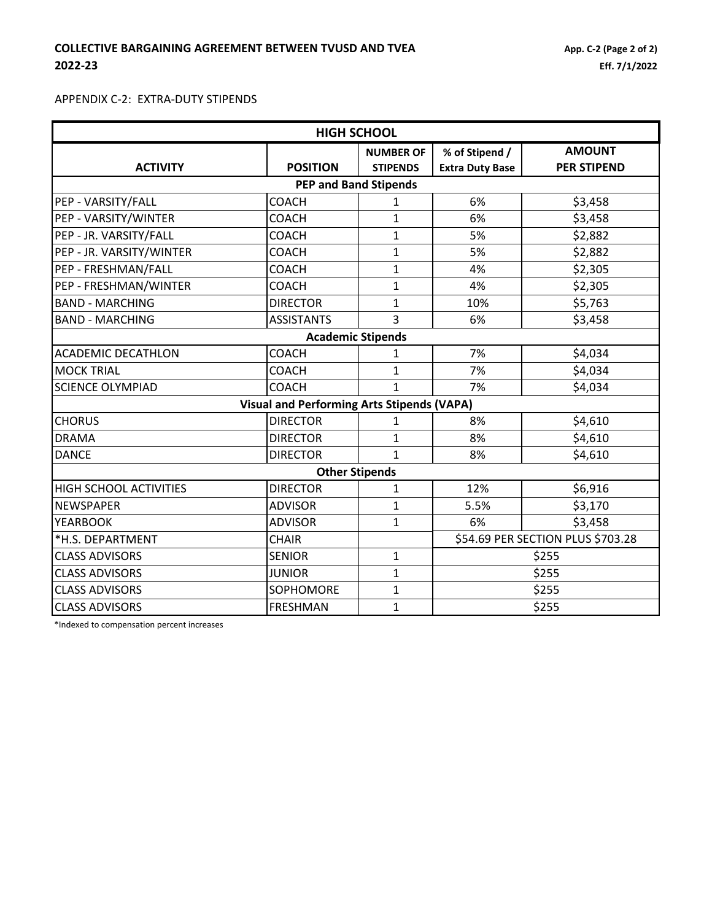**COLLECTIVE BARGAINING AGREEMENT BETWEEN TVUSD AND TVEA**
**2022-23**

**App. C-2 (Page 2 of 2)**
**Eff. 7/1/2022**

APPENDIX C-2: EXTRA-DUTY STIPENDS

| HIGH SCHOOL | | | | |
|---|---|---|---|---|
| **ACTIVITY** | **POSITION** | **NUMBER OF STIPENDS** | **% of Stipend / Extra Duty Base** | **AMOUNT PER STIPEND** |
| **PEP and Band Stipends** | | | | |
| PEP - VARSITY/FALL | COACH | 1 | 6% | $3,458 |
| PEP - VARSITY/WINTER | COACH | 1 | 6% | $3,458 |
| PEP - JR. VARSITY/FALL | COACH | 1 | 5% | $2,882 |
| PEP - JR. VARSITY/WINTER | COACH | 1 | 5% | $2,882 |
| PEP - FRESHMAN/FALL | COACH | 1 | 4% | $2,305 |
| PEP - FRESHMAN/WINTER | COACH | 1 | 4% | $2,305 |
| BAND - MARCHING | DIRECTOR | 1 | 10% | $5,763 |
| BAND - MARCHING | ASSISTANTS | 3 | 6% | $3,458 |
| **Academic Stipends** | | | | |
| ACADEMIC DECATHLON | COACH | 1 | 7% | $4,034 |
| MOCK TRIAL | COACH | 1 | 7% | $4,034 |
| SCIENCE OLYMPIAD | COACH | 1 | 7% | $4,034 |
| **Visual and Performing Arts Stipends (VAPA)** | | | | |
| CHORUS | DIRECTOR | 1 | 8% | $4,610 |
| DRAMA | DIRECTOR | 1 | 8% | $4,610 |
| DANCE | DIRECTOR | 1 | 8% | $4,610 |
| **Other Stipends** | | | | |
| HIGH SCHOOL ACTIVITIES | DIRECTOR | 1 | 12% | $6,916 |
| NEWSPAPER | ADVISOR | 1 | 5.5% | $3,170 |
| YEARBOOK | ADVISOR | 1 | 6% | $3,458 |
| *H.S. DEPARTMENT | CHAIR | | $54.69 PER SECTION PLUS $703.28 | |
| CLASS ADVISORS | SENIOR | 1 | $255 | |
| CLASS ADVISORS | JUNIOR | 1 | $255 | |
| CLASS ADVISORS | SOPHOMORE | 1 | $255 | |
| CLASS ADVISORS | FRESHMAN | 1 | $255 | |

*Indexed to compensation percent increases